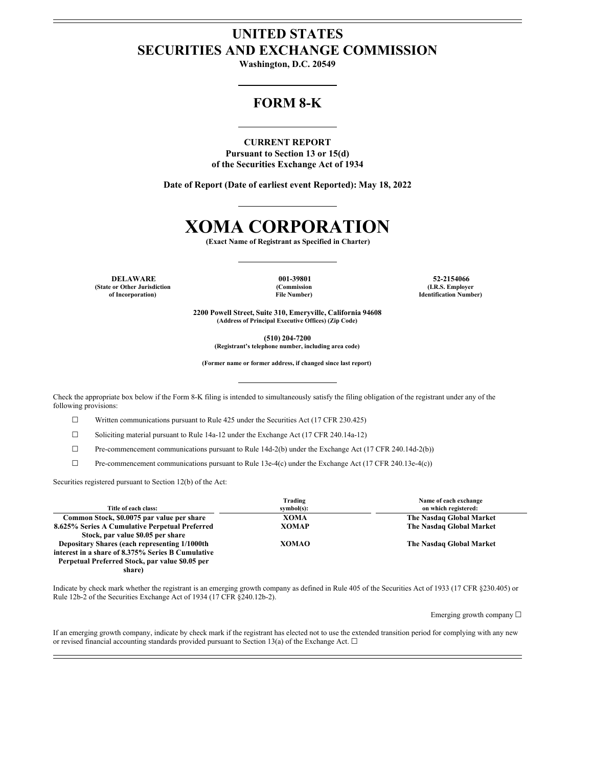# UNITED STATES
# SECURITIES AND EXCHANGE COMMISSION

**Washington, D.C. 20549**

## FORM 8-K

**CURRENT REPORT**
**Pursuant to Section 13 or 15(d)**
**of the Securities Exchange Act of 1934**

**Date of Report (Date of earliest event Reported): May 18, 2022**

# XOMA CORPORATION

**(Exact Name of Registrant as Specified in Charter)**

| DELAWARE | 001-39801 | 52-2154066 |
|---|---|---|
| (State or Other Jurisdiction of Incorporation) | (Commission File Number) | (I.R.S. Employer Identification Number) |

**2200 Powell Street, Suite 310, Emeryville, California 94608**
**(Address of Principal Executive Offices) (Zip Code)**

**(510) 204-7200**
**(Registrant's telephone number, including area code)**

**(Former name or former address, if changed since last report)**

Check the appropriate box below if the Form 8-K filing is intended to simultaneously satisfy the filing obligation of the registrant under any of the following provisions:

☐ Written communications pursuant to Rule 425 under the Securities Act (17 CFR 230.425)

☐ Soliciting material pursuant to Rule 14a-12 under the Exchange Act (17 CFR 240.14a-12)

☐ Pre-commencement communications pursuant to Rule 14d-2(b) under the Exchange Act (17 CFR 240.14d-2(b))

☐ Pre-commencement communications pursuant to Rule 13e-4(c) under the Exchange Act (17 CFR 240.13e-4(c))

Securities registered pursuant to Section 12(b) of the Act:

| Title of each class: | Trading symbol(s): | Name of each exchange on which registered: |
|---|---|---|
| Common Stock, $0.0075 par value per share | XOMA | The Nasdaq Global Market |
| 8.625% Series A Cumulative Perpetual Preferred Stock, par value $0.05 per share | XOMAP | The Nasdaq Global Market |
| Depositary Shares (each representing 1/1000th interest in a share of 8.375% Series B Cumulative Perpetual Preferred Stock, par value $0.05 per share) | XOMAO | The Nasdaq Global Market |

Indicate by check mark whether the registrant is an emerging growth company as defined in Rule 405 of the Securities Act of 1933 (17 CFR §230.405) or Rule 12b-2 of the Securities Exchange Act of 1934 (17 CFR §240.12b-2).

Emerging growth company ☐

If an emerging growth company, indicate by check mark if the registrant has elected not to use the extended transition period for complying with any new or revised financial accounting standards provided pursuant to Section 13(a) of the Exchange Act. ☐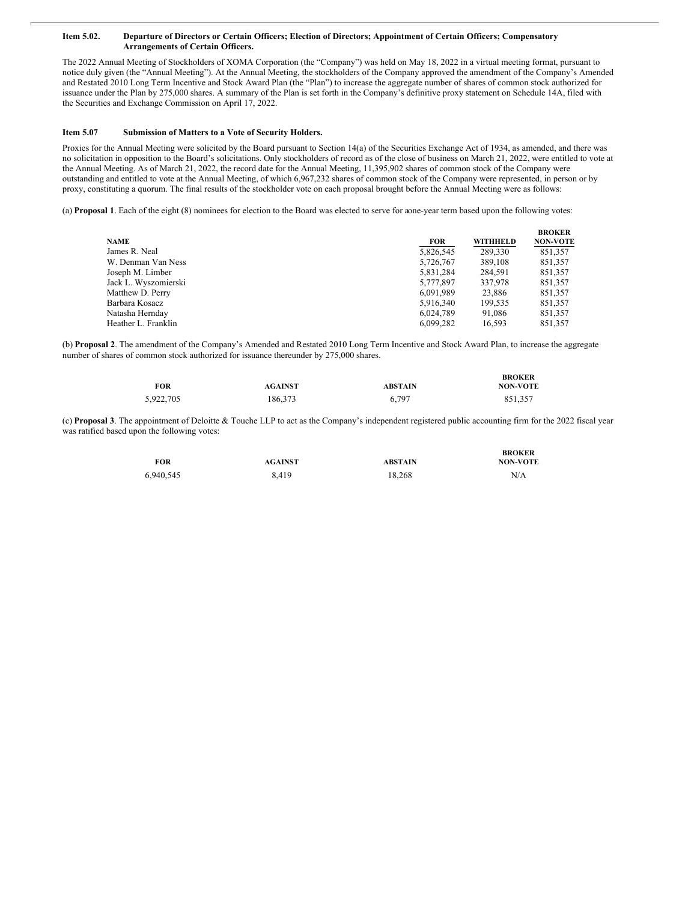**Item 5.02. Departure of Directors or Certain Officers; Election of Directors; Appointment of Certain Officers; Compensatory Arrangements of Certain Officers.**

The 2022 Annual Meeting of Stockholders of XOMA Corporation (the "Company") was held on May 18, 2022 in a virtual meeting format, pursuant to notice duly given (the "Annual Meeting"). At the Annual Meeting, the stockholders of the Company approved the amendment of the Company's Amended and Restated 2010 Long Term Incentive and Stock Award Plan (the "Plan") to increase the aggregate number of shares of common stock authorized for issuance under the Plan by 275,000 shares. A summary of the Plan is set forth in the Company's definitive proxy statement on Schedule 14A, filed with the Securities and Exchange Commission on April 17, 2022.

**Item 5.07 Submission of Matters to a Vote of Security Holders.**

Proxies for the Annual Meeting were solicited by the Board pursuant to Section 14(a) of the Securities Exchange Act of 1934, as amended, and there was no solicitation in opposition to the Board's solicitations. Only stockholders of record as of the close of business on March 21, 2022, were entitled to vote at the Annual Meeting. As of March 21, 2022, the record date for the Annual Meeting, 11,395,902 shares of common stock of the Company were outstanding and entitled to vote at the Annual Meeting, of which 6,967,232 shares of common stock of the Company were represented, in person or by proxy, constituting a quorum. The final results of the stockholder vote on each proposal brought before the Annual Meeting were as follows:

(a) **Proposal 1**. Each of the eight (8) nominees for election to the Board was elected to serve for aone-year term based upon the following votes:

| NAME | FOR | WITHHELD | BROKER NON-VOTE |
|---|---|---|---|
| James R. Neal | 5,826,545 | 289,330 | 851,357 |
| W. Denman Van Ness | 5,726,767 | 389,108 | 851,357 |
| Joseph M. Limber | 5,831,284 | 284,591 | 851,357 |
| Jack L. Wyszomierski | 5,777,897 | 337,978 | 851,357 |
| Matthew D. Perry | 6,091,989 | 23,886 | 851,357 |
| Barbara Kosacz | 5,916,340 | 199,535 | 851,357 |
| Natasha Hernday | 6,024,789 | 91,086 | 851,357 |
| Heather L. Franklin | 6,099,282 | 16,593 | 851,357 |

(b) **Proposal 2**. The amendment of the Company's Amended and Restated 2010 Long Term Incentive and Stock Award Plan, to increase the aggregate number of shares of common stock authorized for issuance thereunder by 275,000 shares.

| FOR | AGAINST | ABSTAIN | BROKER NON-VOTE |
|---|---|---|---|
| 5,922,705 | 186,373 | 6,797 | 851,357 |

(c) **Proposal 3**. The appointment of Deloitte & Touche LLP to act as the Company's independent registered public accounting firm for the 2022 fiscal year was ratified based upon the following votes:

| FOR | AGAINST | ABSTAIN | BROKER NON-VOTE |
|---|---|---|---|
| 6,940,545 | 8,419 | 18,268 | N/A |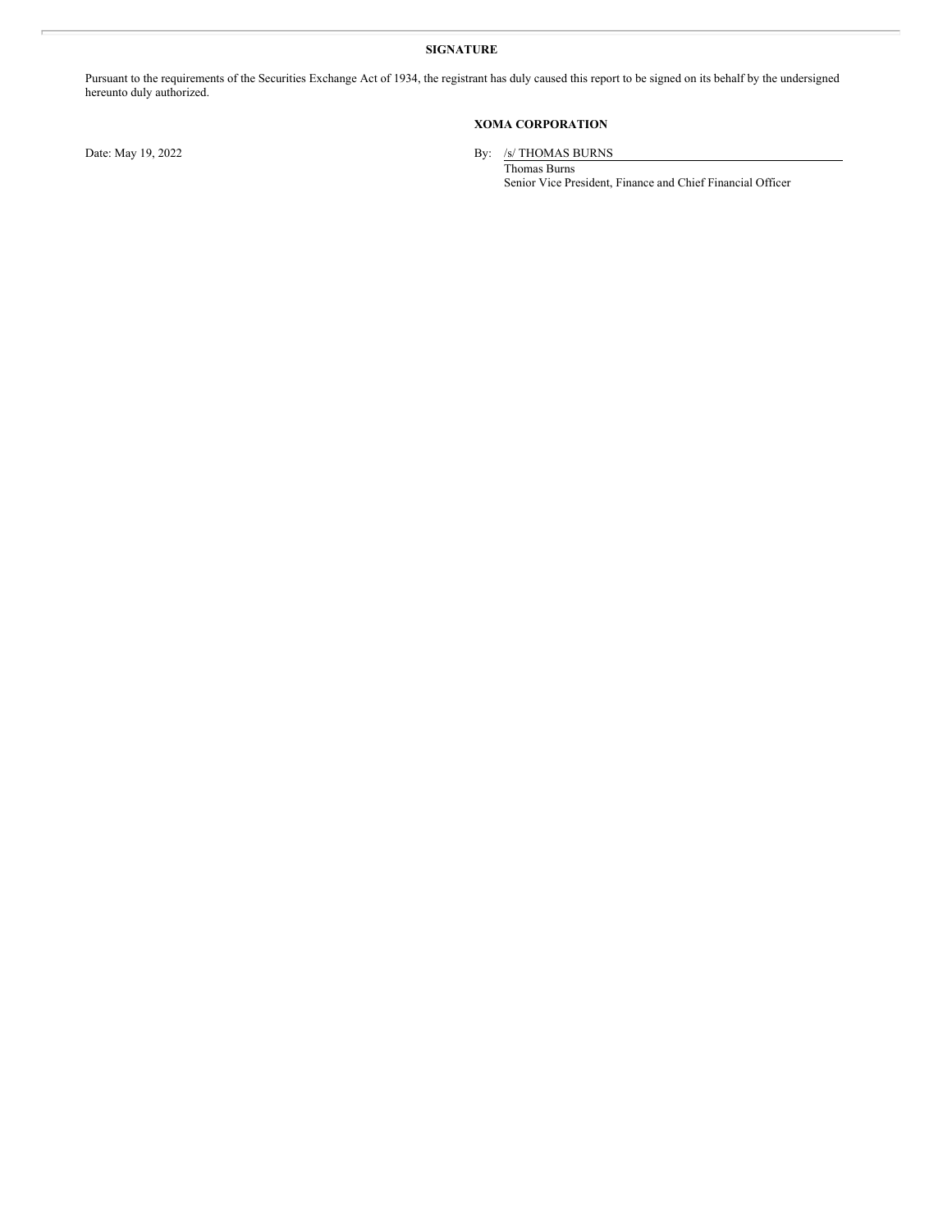**SIGNATURE**

Pursuant to the requirements of the Securities Exchange Act of 1934, the registrant has duly caused this report to be signed on its behalf by the undersigned hereunto duly authorized.

**XOMA CORPORATION**

Date: May 19, 2022

By: /s/ THOMAS BURNS

Thomas Burns

Senior Vice President, Finance and Chief Financial Officer